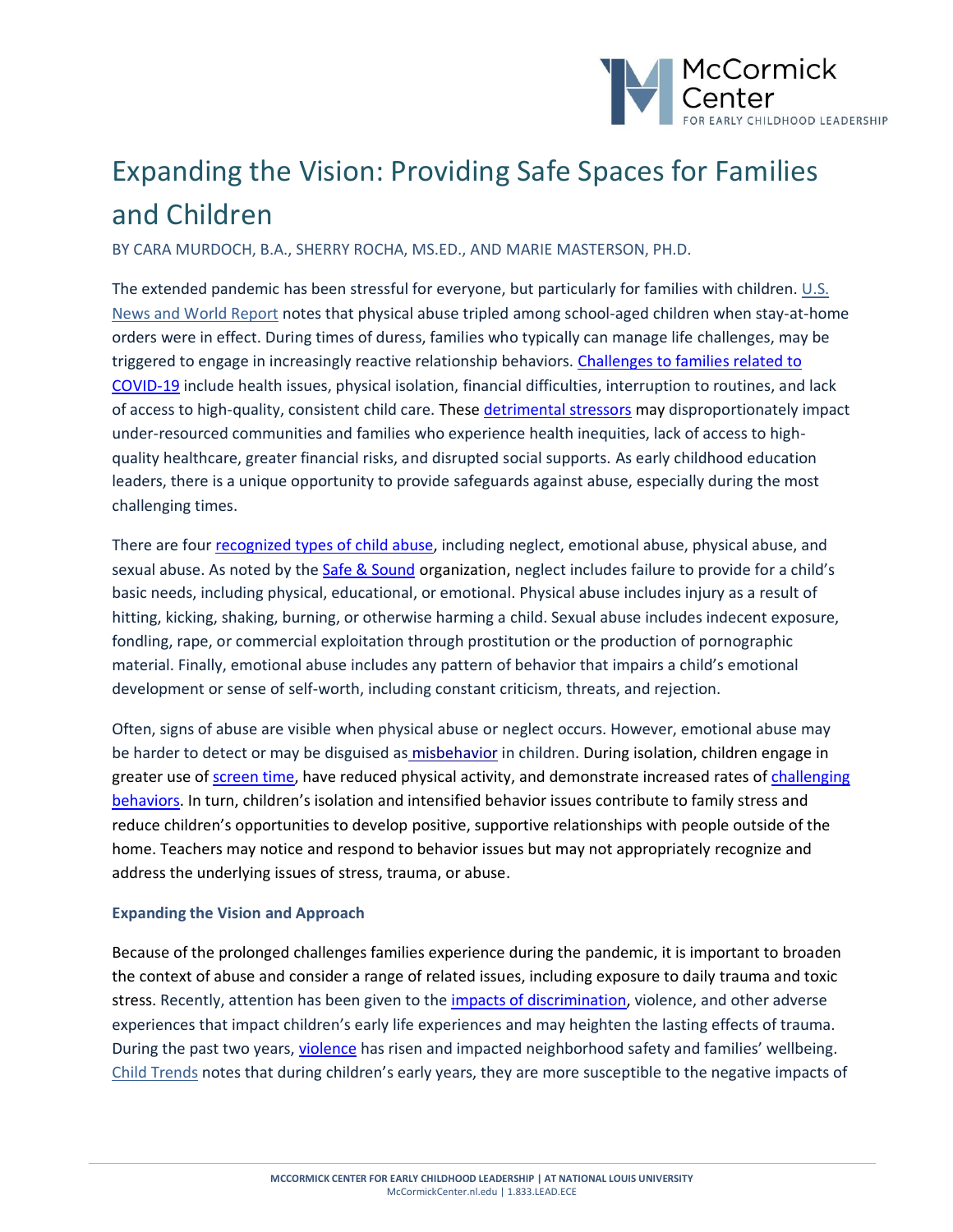# Expanding the Vision: Providing Safe Spaces for Families and Children

BY CARA MURDOCH, B.A., SHERRY ROCHA, MS.ED., AND MARIE MASTERSON, PH.D.

The extended pandemic has been stressful for everyone, but particularly for families with children. U.S. News and World Report notes that physical abuse tripled among school-aged children when stay-at-home orders were in effect. During times of duress, families who typically can manage life challenges, may be triggered to engage in increasingly reactive relationship behaviors. Challenges to families related to COVID-19 include health issues, physical isolation, financial difficulties, interruption to routines, and lack of access to high-quality, consistent child care. These detrimental stressors may disproportionately impact under-resourced communities and families who experience health inequities, lack of access to high-quality healthcare, greater financial risks, and disrupted social supports. As early childhood education leaders, there is a unique opportunity to provide safeguards against abuse, especially during the most challenging times.

There are four recognized types of child abuse, including neglect, emotional abuse, physical abuse, and sexual abuse. As noted by the Safe & Sound organization, neglect includes failure to provide for a child's basic needs, including physical, educational, or emotional. Physical abuse includes injury as a result of hitting, kicking, shaking, burning, or otherwise harming a child. Sexual abuse includes indecent exposure, fondling, rape, or commercial exploitation through prostitution or the production of pornographic material. Finally, emotional abuse includes any pattern of behavior that impairs a child's emotional development or sense of self-worth, including constant criticism, threats, and rejection.

Often, signs of abuse are visible when physical abuse or neglect occurs. However, emotional abuse may be harder to detect or may be disguised as misbehavior in children. During isolation, children engage in greater use of screen time, have reduced physical activity, and demonstrate increased rates of challenging behaviors. In turn, children's isolation and intensified behavior issues contribute to family stress and reduce children's opportunities to develop positive, supportive relationships with people outside of the home. Teachers may notice and respond to behavior issues but may not appropriately recognize and address the underlying issues of stress, trauma, or abuse.

### Expanding the Vision and Approach

Because of the prolonged challenges families experience during the pandemic, it is important to broaden the context of abuse and consider a range of related issues, including exposure to daily trauma and toxic stress. Recently, attention has been given to the impacts of discrimination, violence, and other adverse experiences that impact children's early life experiences and may heighten the lasting effects of trauma. During the past two years, violence has risen and impacted neighborhood safety and families' wellbeing. Child Trends notes that during children's early years, they are more susceptible to the negative impacts of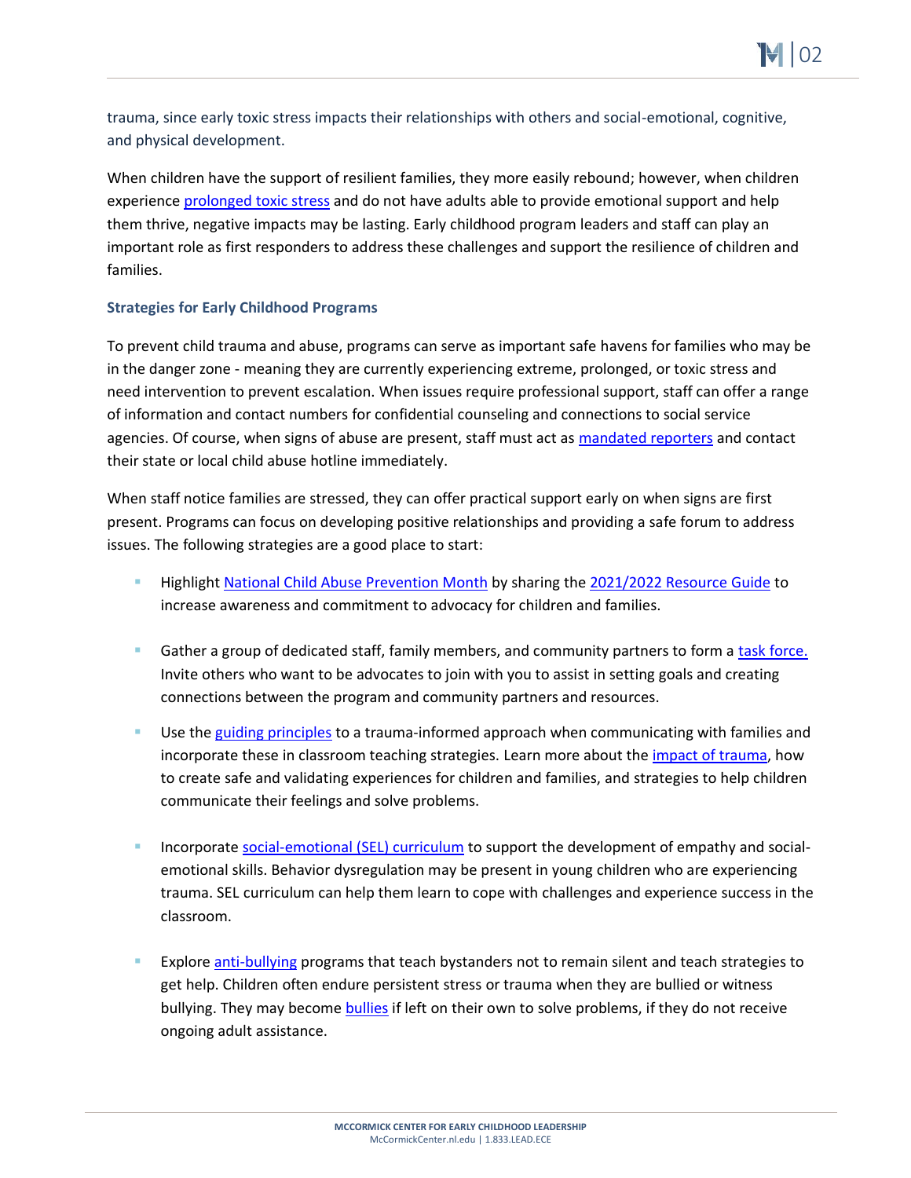trauma, since early toxic stress impacts their relationships with others and social-emotional, cognitive, and physical development.

When children have the support of resilient families, they more easily rebound; however, when children experience prolonged toxic stress and do not have adults able to provide emotional support and help them thrive, negative impacts may be lasting. Early childhood program leaders and staff can play an important role as first responders to address these challenges and support the resilience of children and families.

### Strategies for Early Childhood Programs

To prevent child trauma and abuse, programs can serve as important safe havens for families who may be in the danger zone - meaning they are currently experiencing extreme, prolonged, or toxic stress and need intervention to prevent escalation. When issues require professional support, staff can offer a range of information and contact numbers for confidential counseling and connections to social service agencies. Of course, when signs of abuse are present, staff must act as mandated reporters and contact their state or local child abuse hotline immediately.

When staff notice families are stressed, they can offer practical support early on when signs are first present. Programs can focus on developing positive relationships and providing a safe forum to address issues. The following strategies are a good place to start:

- Highlight National Child Abuse Prevention Month by sharing the 2021/2022 Resource Guide to increase awareness and commitment to advocacy for children and families.

- Gather a group of dedicated staff, family members, and community partners to form a task force. Invite others who want to be advocates to join with you to assist in setting goals and creating connections between the program and community partners and resources.

- Use the guiding principles to a trauma-informed approach when communicating with families and incorporate these in classroom teaching strategies. Learn more about the impact of trauma, how to create safe and validating experiences for children and families, and strategies to help children communicate their feelings and solve problems.

- Incorporate social-emotional (SEL) curriculum to support the development of empathy and social-emotional skills. Behavior dysregulation may be present in young children who are experiencing trauma. SEL curriculum can help them learn to cope with challenges and experience success in the classroom.

- Explore anti-bullying programs that teach bystanders not to remain silent and teach strategies to get help. Children often endure persistent stress or trauma when they are bullied or witness bullying. They may become bullies if left on their own to solve problems, if they do not receive ongoing adult assistance.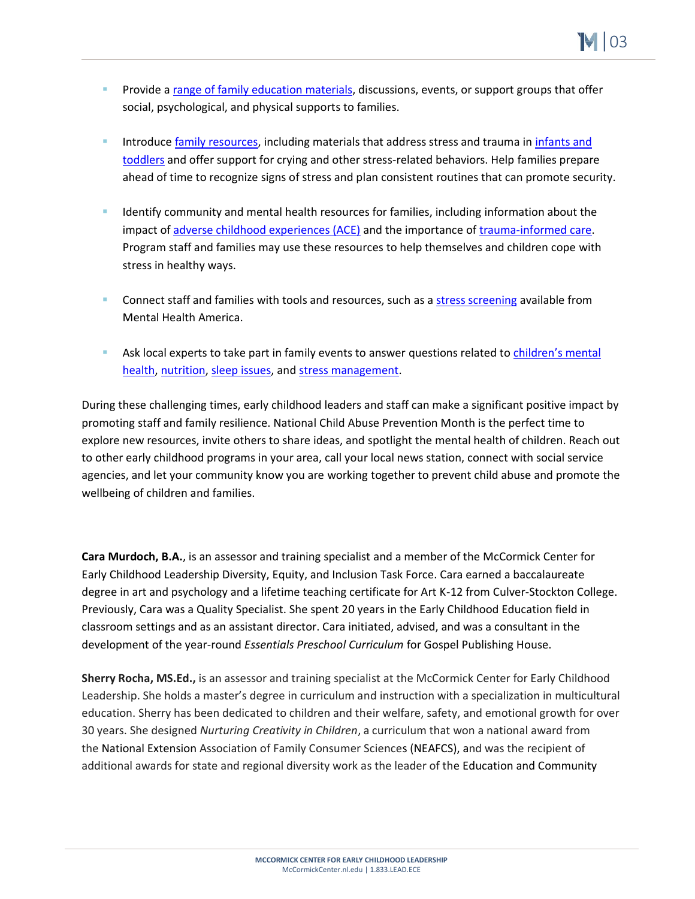- Provide a range of family education materials, discussions, events, or support groups that offer social, psychological, and physical supports to families.

- Introduce family resources, including materials that address stress and trauma in infants and toddlers and offer support for crying and other stress-related behaviors. Help families prepare ahead of time to recognize signs of stress and plan consistent routines that can promote security.

- Identify community and mental health resources for families, including information about the impact of adverse childhood experiences (ACE) and the importance of trauma-informed care. Program staff and families may use these resources to help themselves and children cope with stress in healthy ways.

- Connect staff and families with tools and resources, such as a stress screening available from Mental Health America.

- Ask local experts to take part in family events to answer questions related to children's mental health, nutrition, sleep issues, and stress management.

During these challenging times, early childhood leaders and staff can make a significant positive impact by promoting staff and family resilience. National Child Abuse Prevention Month is the perfect time to explore new resources, invite others to share ideas, and spotlight the mental health of children. Reach out to other early childhood programs in your area, call your local news station, connect with social service agencies, and let your community know you are working together to prevent child abuse and promote the wellbeing of children and families.

**Cara Murdoch, B.A.**, is an assessor and training specialist and a member of the McCormick Center for Early Childhood Leadership Diversity, Equity, and Inclusion Task Force. Cara earned a baccalaureate degree in art and psychology and a lifetime teaching certificate for Art K-12 from Culver-Stockton College. Previously, Cara was a Quality Specialist. She spent 20 years in the Early Childhood Education field in classroom settings and as an assistant director. Cara initiated, advised, and was a consultant in the development of the year-round *Essentials Preschool Curriculum* for Gospel Publishing House.

**Sherry Rocha, MS.Ed.,** is an assessor and training specialist at the McCormick Center for Early Childhood Leadership. She holds a master's degree in curriculum and instruction with a specialization in multicultural education. Sherry has been dedicated to children and their welfare, safety, and emotional growth for over 30 years. She designed *Nurturing Creativity in Children*, a curriculum that won a national award from the National Extension Association of Family Consumer Sciences (NEAFCS), and was the recipient of additional awards for state and regional diversity work as the leader of the Education and Community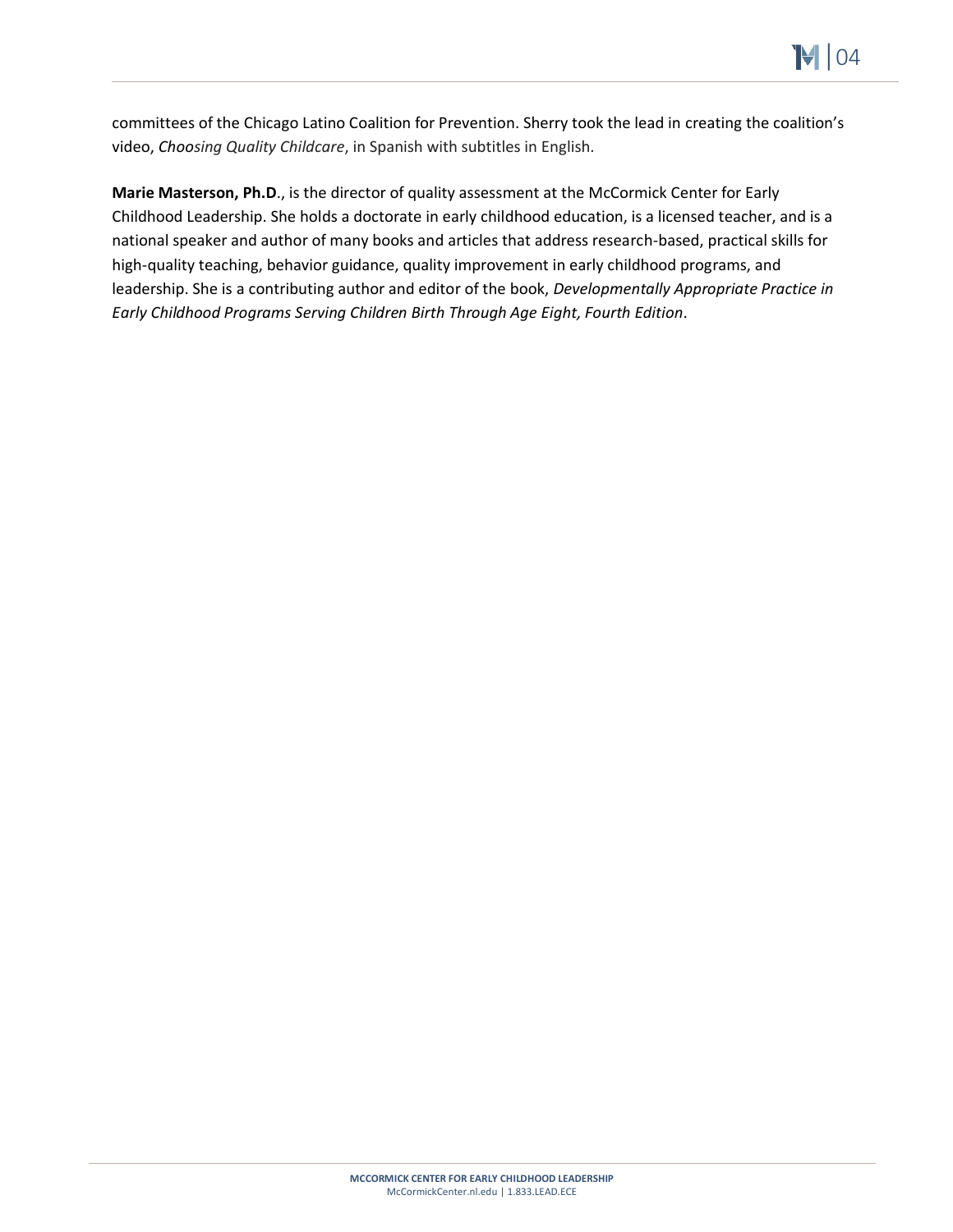committees of the Chicago Latino Coalition for Prevention. Sherry took the lead in creating the coalition's video, *Choosing Quality Childcare*, in Spanish with subtitles in English.

**Marie Masterson, Ph.D**., is the director of quality assessment at the McCormick Center for Early Childhood Leadership. She holds a doctorate in early childhood education, is a licensed teacher, and is a national speaker and author of many books and articles that address research-based, practical skills for high-quality teaching, behavior guidance, quality improvement in early childhood programs, and leadership. She is a contributing author and editor of the book, *Developmentally Appropriate Practice in Early Childhood Programs Serving Children Birth Through Age Eight, Fourth Edition*.